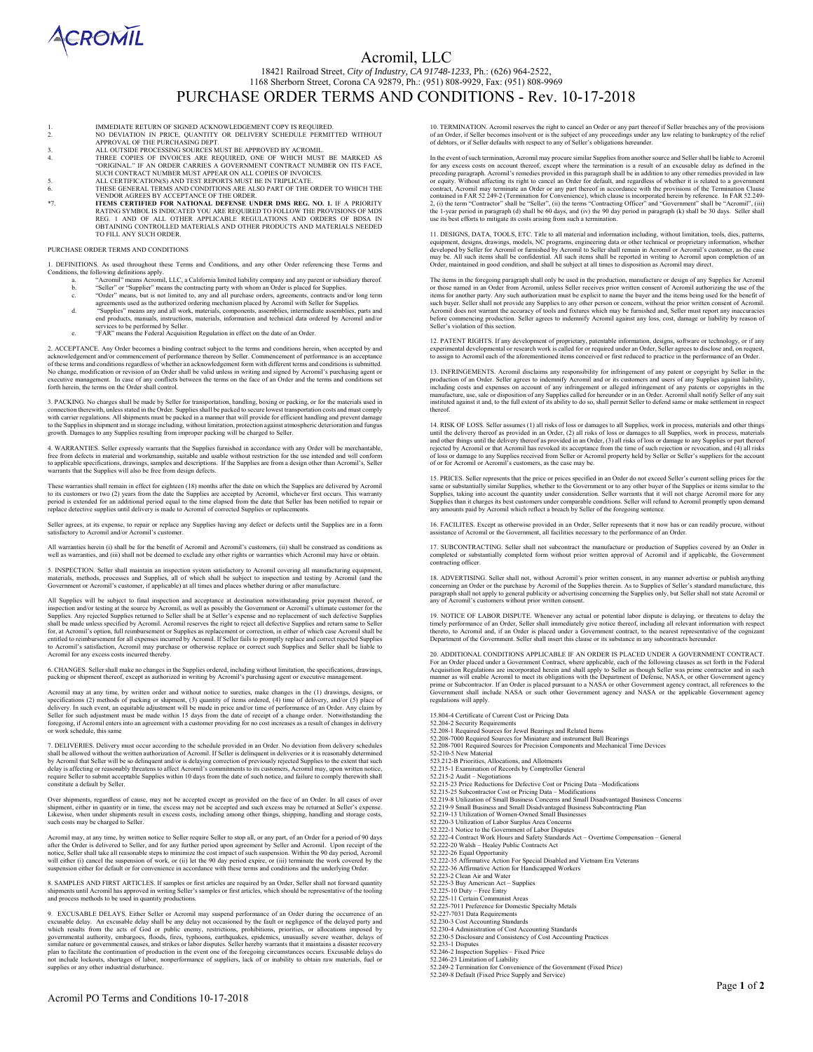ACROMIL

# Acromil, LLC

18421 Railroad Street, *City of Industry, CA 91748-1233*, Ph.: (626) 964-2522,
1168 Sherborn Street, Corona CA 92879, Ph.: (951) 808-9929, Fax: (951) 808-9969

# PURCHASE ORDER TERMS AND CONDITIONS - Rev. 10-17-2018

1. IMMEDIATE RETURN OF SIGNED ACKNOWLEDGEMENT COPY IS REQUIRED.
2. NO DEVIATION IN PRICE, QUANTITY OR DELIVERY SCHEDULE PERMITTED WITHOUT APPROVAL OF THE PURCHASING DEPT.
3. ALL OUTSIDE PROCESSING SOURCES MUST BE APPROVED BY ACROMIL.
4. THREE COPIES OF INVOICES ARE REQUIRED, ONE OF WHICH MUST BE MARKED AS "ORIGINAL." IF AN ORDER CARRIES A GOVERNMENT CONTRACT NUMBER ON ITS FACE, SUCH CONTRACT NUMBER MUST APPEAR ON ALL COPIES OF INVOICES.
5. ALL CERTIFICATION(S) AND TEST REPORTS MUST BE IN TRIPLICATE.
6. THESE GENERAL TERMS AND CONDITIONS ARE ALSO PART OF THE ORDER TO WHICH THE VENDOR AGREES BY ACCEPTANCE OF THE ORDER.

*7. **ITEMS CERTIFIED FOR NATIONAL DEFENSE UNDER DMS REG. NO. 1.** IF A PRIORITY RATING SYMBOL IS INDICATED YOU ARE REQUIRED TO FOLLOW THE PROVISIONS OF MDS REG. 1 AND OF ALL OTHER APPLICABLE REGULATIONS AND ORDERS OF BDSA IN OBTAINING CONTROLLED MATERIALS AND OTHER PRODUCTS AND MATERIALS NEEDED TO FILL ANY SUCH ORDER.

PURCHASE ORDER TERMS AND CONDITIONS

1. DEFINITIONS. As used throughout these Terms and Conditions, and any other Order referencing these Terms and Conditions, the following definitions apply.

   a. "Acromil" means Acromil, LLC, a California limited liability company and any parent or subsidiary thereof.
   b. "Seller" or "Supplier" means the contracting party with whom an Order is placed for Supplies.
   c. "Order" means, but is not limited to, any and all purchase orders, agreements, contracts and/or long term agreements used as the authorized ordering mechanism placed by Acromil with Seller for Supplies.
   d. "Supplies" means any and all work, materials, components, assemblies, intermediate assemblies, parts and end products, manuals, instructions, materials, information and technical data ordered by Acromil and/or services to be performed by Seller.
   e. "FAR" means the Federal Acquisition Regulation in effect on the date of an Order.

2. ACCEPTANCE. Any Order becomes a binding contract subject to the terms and conditions herein, when accepted by and acknowledgement and/or commencement of performance thereon by Seller. Commencement of performance is an acceptance of these terms and conditions regardless of whether an acknowledgement form with different terms and conditions is submitted. No change, modification or revision of an Order shall be valid unless in writing and signed by Acromil's purchasing agent or executive management. In case of any conflicts between the terms on the face of an Order and the terms and conditions set forth herein, the terms on the Order shall control.

3. PACKING. No charges shall be made by Seller for transportation, handling, boxing or packing, or for the materials used in connection therewith, unless stated in the Order. Supplies shall be packed to secure lowest transportation costs and must comply with carrier regulations. All shipments must be packed in a manner that will provide for efficient handling and prevent damage to the Supplies in shipment and in storage including, without limitation, protection against atmospheric deterioration and fungus growth. Damages to any Supplies resulting from improper packing will be charged to Seller.

4. WARRANTIES. Seller expressly warrants that the Supplies furnished in accordance with any Order will be merchantable, free from defects in material and workmanship, suitable and usable without restriction for the use intended and will conform to applicable specifications, drawings, samples and descriptions. If the Supplies are from a design other than Acromil's, Seller warrants that the Supplies will also be free from design defects.

These warranties shall remain in effect for eighteen (18) months after the date on which the Supplies are delivered by Acromil to its customers or two (2) years from the date the Supplies are accepted by Acromil, whichever first occurs. This warranty period is extended for an additional period equal to the time elapsed from the date that Seller has been notified to repair or replace detective supplies until delivery is made to Acromil of corrected Supplies or replacements.

Seller agrees, at its expense, to repair or replace any Supplies having any defect or defects until the Supplies are in a form satisfactory to Acromil and/or Acromil's customer.

All warranties herein (i) shall be for the benefit of Acromil and Acromil's customers, (ii) shall be construed as conditions as well as warranties, and (iii) shall not be deemed to exclude any other rights or warranties which Acromil may have or obtain.

5. INSPECTION. Seller shall maintain an inspection system satisfactory to Acromil covering all manufacturing equipment, materials, methods, processes and Supplies, all of which shall be subject to inspection and testing by Acromil (and the Government or Acromil's customer, if applicable) at all times and places whether during or after manufacture.

All Supplies will be subject to final inspection and acceptance at destination notwithstanding prior payment thereof, or inspection and/or testing at the source by Acromil, as well as possibly the Government or Acromil's ultimate customer for the Supplies. Any rejected Supplies returned to Seller shall be at Seller's expense and no replacement of such defective Supplies shall be made unless specified by Acromil. Acromil reserves the right to reject all defective Supplies and return same to Seller for, at Acromil's option, full reimbursement or Supplies as replacement or correction, in either of which case Acromil shall be entitled to reimbursement for all expenses incurred by Acromil. If Seller fails to promptly replace and correct rejected Supplies to Acromil's satisfaction, Acromil may purchase or otherwise replace or correct such Supplies and Seller shall be liable to Acromil for any excess costs incurred thereby.

6. CHANGES. Seller shall make no changes in the Supplies ordered, including without limitation, the specifications, drawings, packing or shipment thereof, except as authorized in writing by Acromil's purchasing agent or executive management.

Acromil may at any time, by written order and without notice to sureties, make changes in the (1) drawings, designs, or specifications (2) methods of packing or shipment, (3) quantity of items ordered, (4) time of delivery, and/or (5) place of delivery. In such event, an equitable adjustment will be made in price and/or time of performance of an Order. Any claim by Seller for such adjustment must be made within 15 days from the date of receipt of a change order. Notwithstanding the foregoing, if Acromil enters into an agreement with a customer providing for no cost increases as a result of changes in delivery or work schedule, this same

7. DELIVERIES. Delivery must occur according to the schedule provided in an Order. No deviation from delivery schedules shall be allowed without the written authorization of Acromil. If Seller is delinquent in deliveries or it is reasonably determined by Acromil that Seller will be so delinquent and/or is delaying correction of previously rejected Supplies to the extent that such delay is affecting or reasonably threatens to affect Acromil's commitments to its customers, Acromil may, upon written notice, require Seller to submit acceptable Supplies within 10 days from the date of such notice, and failure to comply therewith shall constitute a default by Seller.

Over shipments, regardless of cause, may not be accepted except as provided on the face of an Order. In all cases of over shipment, either in quantity or in time, the excess may not be accepted and such excess may be returned at Seller's expense. Likewise, when under shipments result in excess costs, including among other things, shipping, handling and storage costs, such costs may be charged to Seller.

Acromil may, at any time, by written notice to Seller require Seller to stop all, or any part, of an Order for a period of 90 days after the Order is delivered to Seller, and for any further period upon agreement by Seller and Acromil. Upon receipt of the notice, Seller shall take all reasonable steps to minimize the cost impact of such suspension. Within the 90 day period, Acromil will either (i) cancel the suspension of work, or (ii) let the 90 day period expire, or (iii) terminate the work covered by the suspension either for default or for convenience in accordance with these terms and conditions and the underlying Order.

8. SAMPLES AND FIRST ARTICLES. If samples or first articles are required by an Order, Seller shall not forward quantity shipments until Acromil has approved in writing Seller's samples or first articles, which should be representative of the tooling and process methods to be used in quantity productions.

9. EXCUSABLE DELAYS. Either Seller or Acromil may suspend performance of an Order during the occurrence of an excusable delay. An excusable delay shall be any delay not occasioned by the fault or negligence of the delayed party and which results from the acts of God or public enemy, restrictions, prohibitions, priorities, or allocations imposed by governmental authority, embargoes, floods, fires, typhoons, earthquakes, epidemics, unusually severe weather, delays of similar nature or governmental causes, and strikes or labor disputes. Seller hereby warrants that it maintains a disaster recovery plan to facilitate the continuation of production in the event one of the foregoing circumstances occurs. Excusable delays do not include lockouts, shortages of labor, nonperformance of suppliers, lack of or inability to obtain raw materials, fuel or supplies or any other industrial disturbance.

10. TERMINATION. Acromil reserves the right to cancel an Order or any part thereof if Seller breaches any of the provisions of an Order, if Seller becomes insolvent or is the subject of any proceedings under any law relating to bankruptcy of the relief of debtors, or if Seller defaults with respect to any of Seller's obligations hereunder.

In the event of such termination, Acromil may procure similar Supplies from another source and Seller shall be liable to Acromil for any excess costs on account thereof, except where the termination is a result of an excusable delay as defined in the preceding paragraph. Acromil's remedies provided in this paragraph shall be in addition to any other remedies provided in law or equity. Without affecting its right to cancel an Order for default, and regardless of whether it is related to a government contract, Acromil may terminate an Order or any part thereof in accordance with the provisions of the Termination Clause contained in FAR 52.249-2 (Termination for Convenience), which clause is incorporated herein by reference. In FAR 52.249-2, (i) the term "Contractor" shall be "Seller", (ii) the terms "Contracting Officer" and "Government" shall be "Acromil", (iii) the 1-year period in paragraph (d) shall be 60 days, and (iv) the 90 day period in paragraph (k) shall be 30 days. Seller shall use its best efforts to mitigate its costs arising from such a termination.

11. DESIGNS, DATA, TOOLS, ETC. Title to all material and information including, without limitation, tools, dies, patterns, equipment, designs, drawings, models, NC programs, engineering data or other technical or proprietary information, whether developed by Seller for Acromil or furnished by Acromil to Seller shall remain in Acromil or Acromil's customer, as the case may be. All such items shall be confidential. All such items shall be reported in writing to Acromil upon completion of an Order, maintained in good condition, and shall be subject at all times to disposition as Acromil may direct.

The items in the foregoing paragraph shall only be used in the production, manufacture or design of any Supplies for Acromil or those named in an Order from Acromil, unless Seller receives prior written consent of Acromil authorizing the use of the items for another party. Any such authorization must be explicit to name the buyer and the items being used for the benefit of such buyer. Seller shall not provide any Supplies to any other person or concern, without the prior written consent of Acromil. Acromil does not warrant the accuracy of tools and fixtures which may be furnished and, Seller must report any inaccuracies before commencing production. Seller agrees to indemnify Acromil against any loss, cost, damage or liability by reason of Seller's violation of this section.

12. PATENT RIGHTS. If any development of proprietary, patentable information, designs, software or technology, or if any experimental developmental or research work is called for or required under an Order, Seller agrees to disclose and, on request, to assign to Acromil each of the aforementioned items conceived or first reduced to practice in the performance of an Order.

13. INFRINGEMENTS. Acromil disclaims any responsibility for infringement of any patent or copyright by Seller in the production of an Order. Seller agrees to indemnify Acromil and or its customers and users of any Supplies against liability, including costs and expenses on account of any infringement or alleged infringement of any patents or copyrights in the manufacture, use, sale or disposition of any Supplies called for hereunder or in an Order. Acromil shall notify Seller of any suit instituted against it and, to the full extent of its ability to do so, shall permit Seller to defend same or make settlement in respect thereof.

14. RISK OF LOSS. Seller assumes (1) all risks of loss or damages to all Supplies, work in process, materials and other things until the delivery thereof as provided in an Order, (2) all risks of loss or damages to all Supplies, work in process, materials and other things until the delivery thereof as provided in an Order, (3) all risks of loss or damage to any Supplies or part thereof rejected by Acromil or that Acromil has revoked its acceptance from the time of such rejection or revocation, and (4) all risks of loss or damage to any Supplies received from Seller or Acromil property held by Seller or Seller's suppliers for the account of or for Acromil or Acromil's customers, as the case may be.

15. PRICES. Seller represents that the price or prices specified in an Order do not exceed Seller's current selling prices for the same or substantially similar Supplies, whether to the Government or to any other buyer of the Supplies or items similar to the Supplies, taking into account the quantity under consideration. Seller warrants that it will not charge Acromil more for any Supplies than it charges its best customers under comparable conditions. Seller will refund to Acromil promptly upon demand any amounts paid by Acromil which reflect a breach by Seller of the foregoing sentence.

16. FACILITES. Except as otherwise provided in an Order, Seller represents that it now has or can readily procure, without assistance of Acromil or the Government, all facilities necessary to the performance of an Order.

17. SUBCONTRACTING. Seller shall not subcontract the manufacture or production of Supplies covered by an Order in completed or substantially completed form without prior written approval of Acromil and if applicable, the Government contracting officer.

18. ADVERTISING. Seller shall not, without Acromil's prior written consent, in any manner advertise or publish anything concerning an Order or the purchase by Acromil of the Supplies therein. As to Supplies of Seller's standard manufacture, this paragraph shall not apply to general publicity or advertising concerning the Supplies only, but Seller shall not state Acromil or any of Acromil's customers without prior written consent.

19. NOTICE OF LABOR DISPUTE. Whenever any actual or potential labor dispute is delaying, or threatens to delay the timely performance of an Order, Seller shall immediately give notice thereof, including all relevant information with respect thereto, to Acromil and, if an Order is placed under a Government contract, to the nearest representative of the cognizant Department of the Government. Seller shall insert this clause or its substance in any subcontracts hereunder.

20. ADDITIONAL CONDITIONS APPLICABLE IF AN ORDER IS PLACED UNDER A GOVERNMENT CONTRACT. For an Order placed under a Government Contract, where applicable, each of the following clauses as set forth in the Federal Acquisition Regulations are incorporated herein and shall apply to Seller as though Seller was prime contractor and in such manner as will enable Acromil to meet its obligations with the Department of Defense, NASA, or other Government agency prime or Subcontractor. If an Order is placed pursuant to a NASA or other Government agency contract, all references to the Government shall include NASA or such other Government agency and NASA or the applicable Government agency regulations will apply.

15.804-4 Certificate of Current Cost or Pricing Data
52.204-2 Security Requirements
52.208-1 Required Sources for Jewel Bearings and Related Items
52.208-7000 Required Sources for Miniature and instrument Ball Bearings
52.208-7001 Required Sources for Precision Components and Mechanical Time Devices
52.210-5 New Material
523.212-B Priorities, Allocations, and Allotments
52.215-1 Examination of Records by Comptroller General
52.215-2 Audit – Negotiations
52.215-23 Price Reductions for Defective Cost or Pricing Data –Modifications
52.215-25 Subcontractor Cost or Pricing Data – Modifications
52.219-8 Utilization of Small Business Concerns and Small Disadvantaged Business Concerns
52.219-9 Small Business and Small Disadvantaged Business Subcontracting Plan
52.219-13 Utilization of Women-Owned Small Businesses
52.220-3 Utilization of Labor Surplus Area Concerns
52.222-1 Notice to the Government of Labor Disputes
52.222-4 Contract Work Hours and Safety Standards Act – Overtime Compensation – General
52.222-20 Walsh – Healey Public Contracts Act
52.222-26 Equal Opportunity
52.222-35 Affirmative Action For Special Disabled and Vietnam Era Veterans
52.222-36 Affirmative Action for Handicapped Workers
52.223-2 Clean Air and Water
52.225-3 Buy American Act – Supplies
52.225-10 Duty – Free Entry
52.225-11 Certain Communist Areas
52.225-7011 Preference for Domestic Specialty Metals
52.227-7031 Data Requirements
52.230-3 Cost Accounting Standards
52.230-4 Administration of Cost Accounting Standards
52.230-5 Disclosure and Consistency of Cost Accounting Practices
52.233-1 Disputes
52.246-2 Inspection Supplies – Fixed Price
52.246-23 Limitation of Liability
52.249-2 Termination for Convenience of the Government (Fixed Price)
52.249-8 Default (Fixed Price Supply and Service)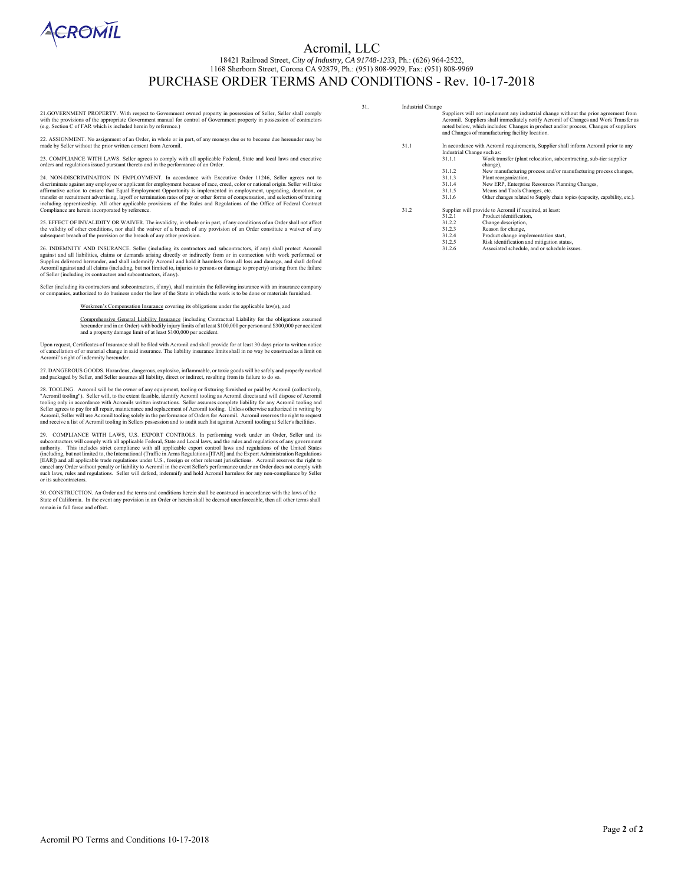# Acromil, LLC

18421 Railroad Street, *City of Industry, CA 91748-1233*, Ph.: (626) 964-2522,
1168 Sherborn Street, Corona CA 92879, Ph.: (951) 808-9929, Fax: (951) 808-9969

# PURCHASE ORDER TERMS AND CONDITIONS - Rev. 10-17-2018

21.GOVERNMENT PROPERTY. With respect to Government owned property in possession of Seller, Seller shall comply with the provisions of the appropriate Government manual for control of Government property in possession of contractors (e.g. Section C of FAR which is included herein by reference.)

22. ASSIGNMENT. No assignment of an Order, in whole or in part, of any moneys due or to become due hereunder may be made by Seller without the prior written consent from Acromil.

23. COMPLIANCE WITH LAWS. Seller agrees to comply with all applicable Federal, State and local laws and executive orders and regulations issued pursuant thereto and in the performance of an Order.

24. NON-DISCRIMINAITON IN EMPLOYMENT. In accordance with Executive Order 11246, Seller agrees not to discriminate against any employee or applicant for employment because of race, creed, color or national origin. Seller will take affirmative action to ensure that Equal Employment Opportunity is implemented in employment, upgrading, demotion, or transfer or recruitment advertising, layoff or termination rates of pay or other forms of compensation, and selection of training including apprenticeship. All other applicable provisions of the Rules and Regulations of the Office of Federal Contract Compliance are herein incorporated by reference.

25. EFFECT OF INVALIDITY OR WAIVER. The invalidity, in whole or in part, of any conditions of an Order shall not affect the validity of other conditions, nor shall the waiver of a breach of any provision of an Order constitute a waiver of any subsequent breach of the provision or the breach of any other provision.

26. INDEMNITY AND INSURANCE. Seller (including its contractors and subcontractors, if any) shall protect Acromil against and all liabilities, claims or demands arising directly or indirectly from or in connection with work performed or Supplies delivered hereunder, and shall indemnify Acromil and hold it harmless from all loss and damage, and shall defend Acromil against and all claims (including, but not limited to, injuries to persons or damage to property) arising from the failure of Seller (including its contractors and subcontractors, if any).

Seller (including its contractors and subcontractors, if any), shall maintain the following insurance with an insurance company or companies, authorized to do business under the law of the State in which the work is to be done or materials furnished.

<u>Workmen's Compensation Insurance</u> covering its obligations under the applicable law(s), and

<u>Comprehensive General Liability Insurance</u> (including Contractual Liability for the obligations assumed hereunder and in an Order) with bodily injury limits of at least $100,000 per person and $300,000 per accident and a property damage limit of at least $100,000 per accident.

Upon request, Certificates of Insurance shall be filed with Acromil and shall provide for at least 30 days prior to written notice of cancellation of or material change in said insurance. The liability insurance limits shall in no way be construed as a limit on Acromil's right of indemnity hereunder.

27. DANGEROUS GOODS. Hazardous, dangerous, explosive, inflammable, or toxic goods will be safely and properly marked and packaged by Seller, and Seller assumes all liability, direct or indirect, resulting from its failure to do so.

28. TOOLING. Acromil will be the owner of any equipment, tooling or fixturing furnished or paid by Acromil (collectively, "Acromil tooling"). Seller will, to the extent feasible, identify Acromil tooling as Acromil directs and will dispose of Acromil tooling only in accordance with Acromils written instructions. Seller assumes complete liability for any Acromil tooling and Seller agrees to pay for all repair, maintenance and replacement of Acromil tooling. Unless otherwise authorized in writing by Acromil, Seller will use Acromil tooling solely in the performance of Orders for Acromil. Acromil reserves the right to request and receive a list of Acromil tooling in Sellers possession and to audit such list against Acromil tooling at Seller's facilities.

29. COMPLIANCE WITH LAWS, U.S. EXPORT CONTROLS. In performing work under an Order, Seller and its subcontractors will comply with all applicable Federal, State and Local laws, and the rules and regulations of any government authority. This includes strict compliance with all applicable export control laws and regulations of the United States (including, but not limited to, the International (Traffic in Arms Regulations [ITAR] and the Export Administration Regulations [EAR]) and all applicable trade regulations under U.S., foreign or other relevant jurisdictions. Acromil reserves the right to cancel any Order without penalty or liability to Acromil in the event Seller's performance under an Order does not comply with such laws, rules and regulations. Seller will defend, indemnify and hold Acromil harmless for any non-compliance by Seller or its subcontractors.

30. CONSTRUCTION. An Order and the terms and conditions herein shall be construed in accordance with the laws of the State of California. In the event any provision in an Order or herein shall be deemed unenforceable, then all other terms shall remain in full force and effect.

31. Industrial Change

Suppliers will not implement any industrial change without the prior agreement from Acromil. Suppliers shall immediately notify Acromil of Changes and Work Transfer as noted below, which includes: Changes in product and/or process, Changes of suppliers and Changes of manufacturing facility location.

31.1 In accordance with Acromil requirements, Supplier shall inform Acromil prior to any Industrial Change such as:

- 31.1.1 Work transfer (plant relocation, subcontracting, sub-tier supplier change),
- 31.1.2 New manufacturing process and/or manufacturing process changes,
- 31.1.3 Plant reorganization,
- 31.1.4 New ERP, Enterprise Resources Planning Changes,
- 31.1.5 Means and Tools Changes, etc.
- 31.1.6 Other changes related to Supply chain topics (capacity, capability, etc.).

31.2 Supplier will provide to Acromil if required, at least:

- 31.2.1 Product identification,
- 31.2.2 Change description,
- 31.2.3 Reason for change,
- 31.2.4 Product change implementation start,
- 31.2.5 Risk identification and mitigation status,
- 31.2.6 Associated schedule, and or schedule issues.